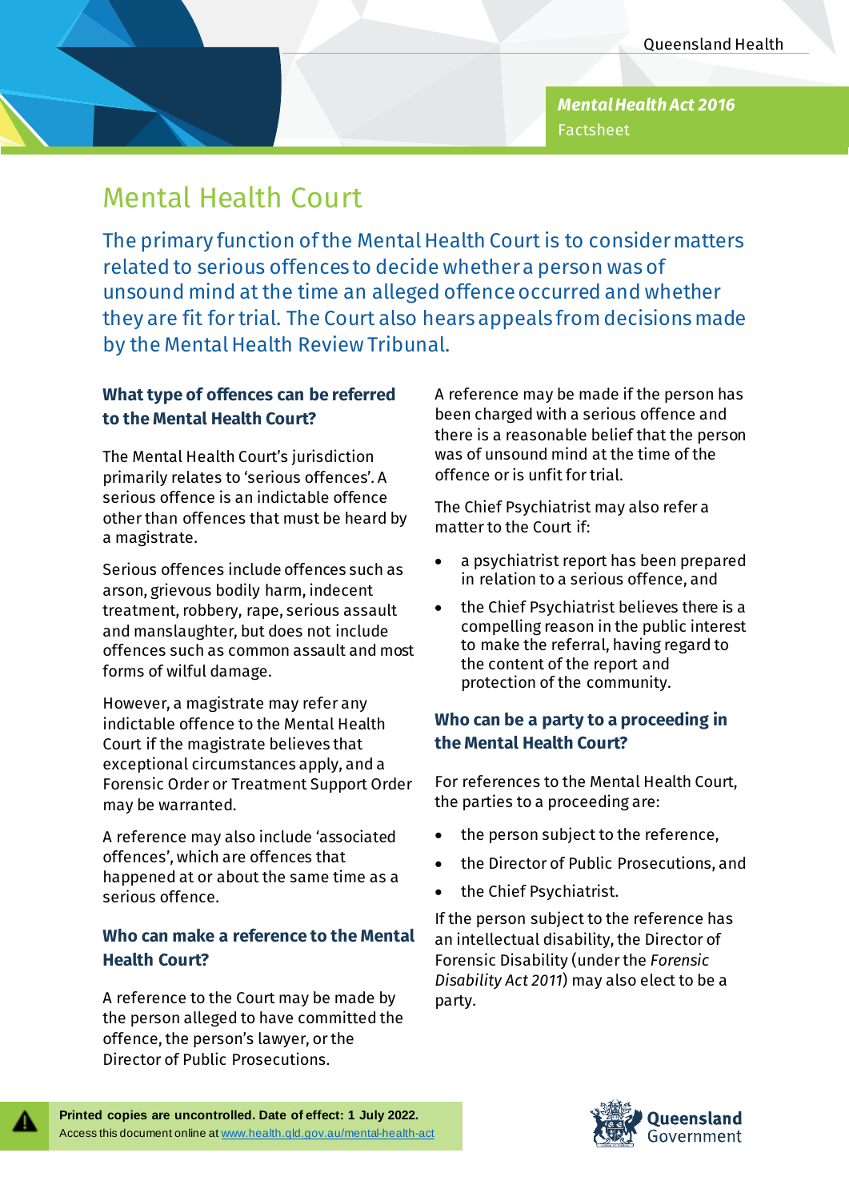Queensland Health

***Mental Health Act 2016***
Factsheet

# Mental Health Court

## The primary function of the Mental Health Court is to consider matters related to serious offences to decide whether a person was of unsound mind at the time an alleged offence occurred and whether they are fit for trial. The Court also hears appeals from decisions made by the Mental Health Review Tribunal.

### What type of offences can be referred to the Mental Health Court?

The Mental Health Court's jurisdiction primarily relates to 'serious offences'. A serious offence is an indictable offence other than offences that must be heard by a magistrate.

Serious offences include offences such as arson, grievous bodily harm, indecent treatment, robbery, rape, serious assault and manslaughter, but does not include offences such as common assault and most forms of wilful damage.

However, a magistrate may refer any indictable offence to the Mental Health Court if the magistrate believes that exceptional circumstances apply, and a Forensic Order or Treatment Support Order may be warranted.

A reference may also include 'associated offences', which are offences that happened at or about the same time as a serious offence.

### Who can make a reference to the Mental Health Court?

A reference to the Court may be made by the person alleged to have committed the offence, the person's lawyer, or the Director of Public Prosecutions.

A reference may be made if the person has been charged with a serious offence and there is a reasonable belief that the person was of unsound mind at the time of the offence or is unfit for trial.

The Chief Psychiatrist may also refer a matter to the Court if:

- a psychiatrist report has been prepared in relation to a serious offence, and
- the Chief Psychiatrist believes there is a compelling reason in the public interest to make the referral, having regard to the content of the report and protection of the community.

### Who can be a party to a proceeding in the Mental Health Court?

For references to the Mental Health Court, the parties to a proceeding are:

- the person subject to the reference,
- the Director of Public Prosecutions, and
- the Chief Psychiatrist.

If the person subject to the reference has an intellectual disability, the Director of Forensic Disability (under the *Forensic Disability Act 2011*) may also elect to be a party.

**Printed copies are uncontrolled. Date of effect: 1 July 2022.**
Access this document online at www.health.qld.gov.au/mental-health-act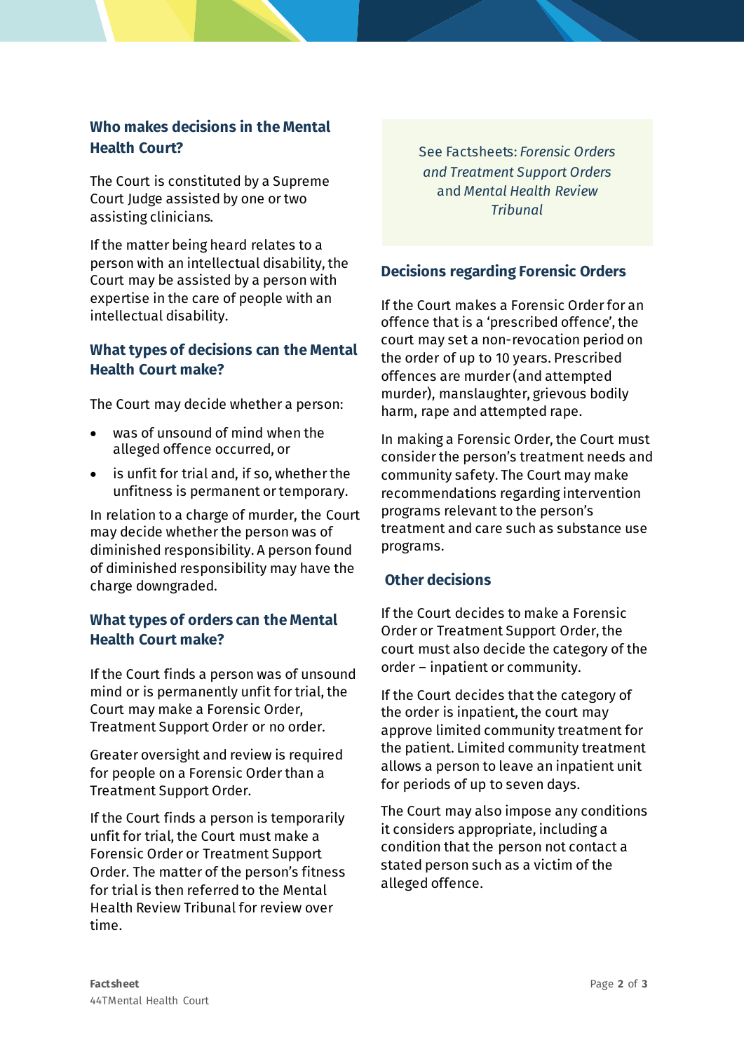## Who makes decisions in the Mental Health Court?

The Court is constituted by a Supreme Court Judge assisted by one or two assisting clinicians.

If the matter being heard relates to a person with an intellectual disability, the Court may be assisted by a person with expertise in the care of people with an intellectual disability.

## What types of decisions can the Mental Health Court make?

The Court may decide whether a person:

- was of unsound of mind when the alleged offence occurred, or
- is unfit for trial and, if so, whether the unfitness is permanent or temporary.

In relation to a charge of murder, the Court may decide whether the person was of diminished responsibility. A person found of diminished responsibility may have the charge downgraded.

## What types of orders can the Mental Health Court make?

If the Court finds a person was of unsound mind or is permanently unfit for trial, the Court may make a Forensic Order, Treatment Support Order or no order.

Greater oversight and review is required for people on a Forensic Order than a Treatment Support Order.

If the Court finds a person is temporarily unfit for trial, the Court must make a Forensic Order or Treatment Support Order. The matter of the person's fitness for trial is then referred to the Mental Health Review Tribunal for review over time.

See Factsheets: *Forensic Orders and Treatment Support Orders* and *Mental Health Review Tribunal*

## Decisions regarding Forensic Orders

If the Court makes a Forensic Order for an offence that is a 'prescribed offence', the court may set a non-revocation period on the order of up to 10 years. Prescribed offences are murder (and attempted murder), manslaughter, grievous bodily harm, rape and attempted rape.

In making a Forensic Order, the Court must consider the person's treatment needs and community safety. The Court may make recommendations regarding intervention programs relevant to the person's treatment and care such as substance use programs.

## Other decisions

If the Court decides to make a Forensic Order or Treatment Support Order, the court must also decide the category of the order – inpatient or community.

If the Court decides that the category of the order is inpatient, the court may approve limited community treatment for the patient. Limited community treatment allows a person to leave an inpatient unit for periods of up to seven days.

The Court may also impose any conditions it considers appropriate, including a condition that the person not contact a stated person such as a victim of the alleged offence.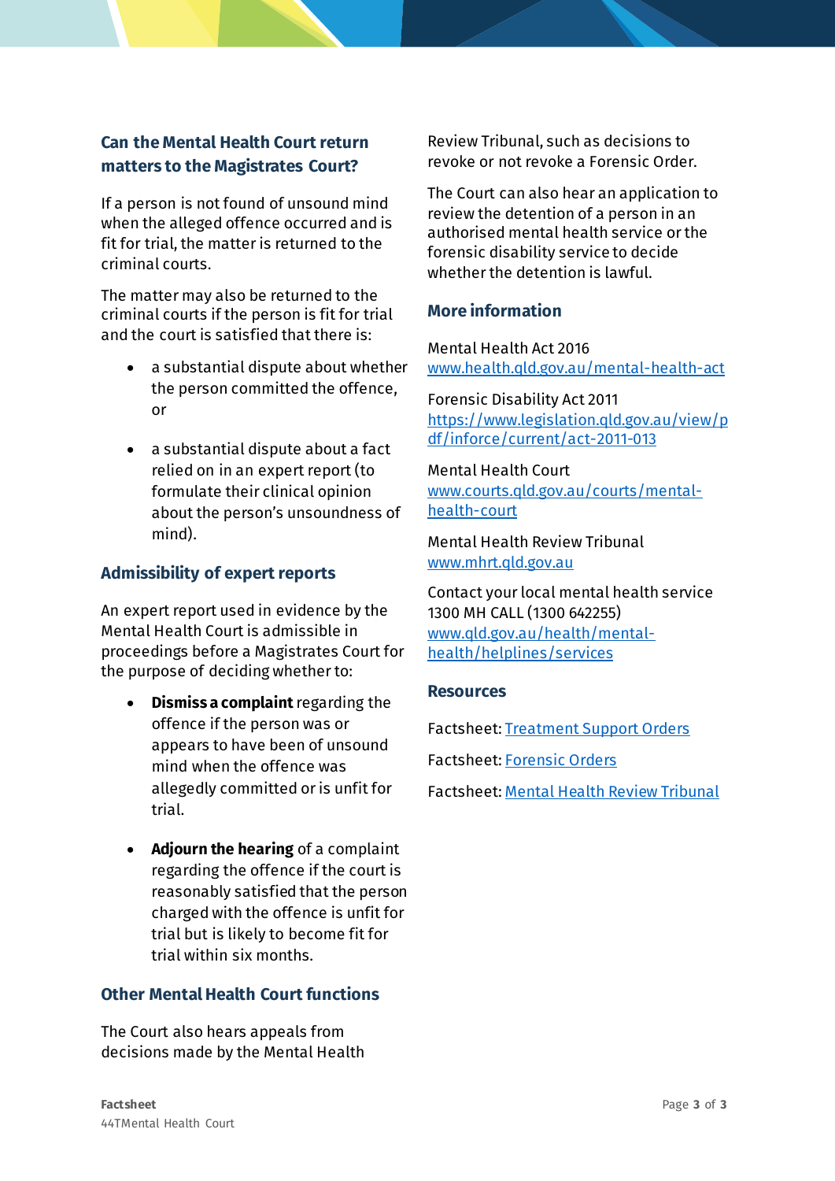## Can the Mental Health Court return matters to the Magistrates Court?

If a person is not found of unsound mind when the alleged offence occurred and is fit for trial, the matter is returned to the criminal courts.

The matter may also be returned to the criminal courts if the person is fit for trial and the court is satisfied that there is:

- a substantial dispute about whether the person committed the offence, or
- a substantial dispute about a fact relied on in an expert report (to formulate their clinical opinion about the person's unsoundness of mind).

## Admissibility of expert reports

An expert report used in evidence by the Mental Health Court is admissible in proceedings before a Magistrates Court for the purpose of deciding whether to:

- **Dismiss a complaint** regarding the offence if the person was or appears to have been of unsound mind when the offence was allegedly committed or is unfit for trial.
- **Adjourn the hearing** of a complaint regarding the offence if the court is reasonably satisfied that the person charged with the offence is unfit for trial but is likely to become fit for trial within six months.

## Other Mental Health Court functions

The Court also hears appeals from decisions made by the Mental Health Review Tribunal, such as decisions to revoke or not revoke a Forensic Order.

The Court can also hear an application to review the detention of a person in an authorised mental health service or the forensic disability service to decide whether the detention is lawful.

## More information

Mental Health Act 2016
[www.health.qld.gov.au/mental-health-act](www.health.qld.gov.au/mental-health-act)

Forensic Disability Act 2011
[https://www.legislation.qld.gov.au/view/pdf/inforce/current/act-2011-013](https://www.legislation.qld.gov.au/view/pdf/inforce/current/act-2011-013)

Mental Health Court
[www.courts.qld.gov.au/courts/mental-health-court](www.courts.qld.gov.au/courts/mental-health-court)

Mental Health Review Tribunal
[www.mhrt.qld.gov.au](www.mhrt.qld.gov.au)

Contact your local mental health service
1300 MH CALL (1300 642255)
[www.qld.gov.au/health/mental-health/helplines/services](www.qld.gov.au/health/mental-health/helplines/services)

## Resources

Factsheet: Treatment Support Orders

Factsheet: Forensic Orders

Factsheet: Mental Health Review Tribunal